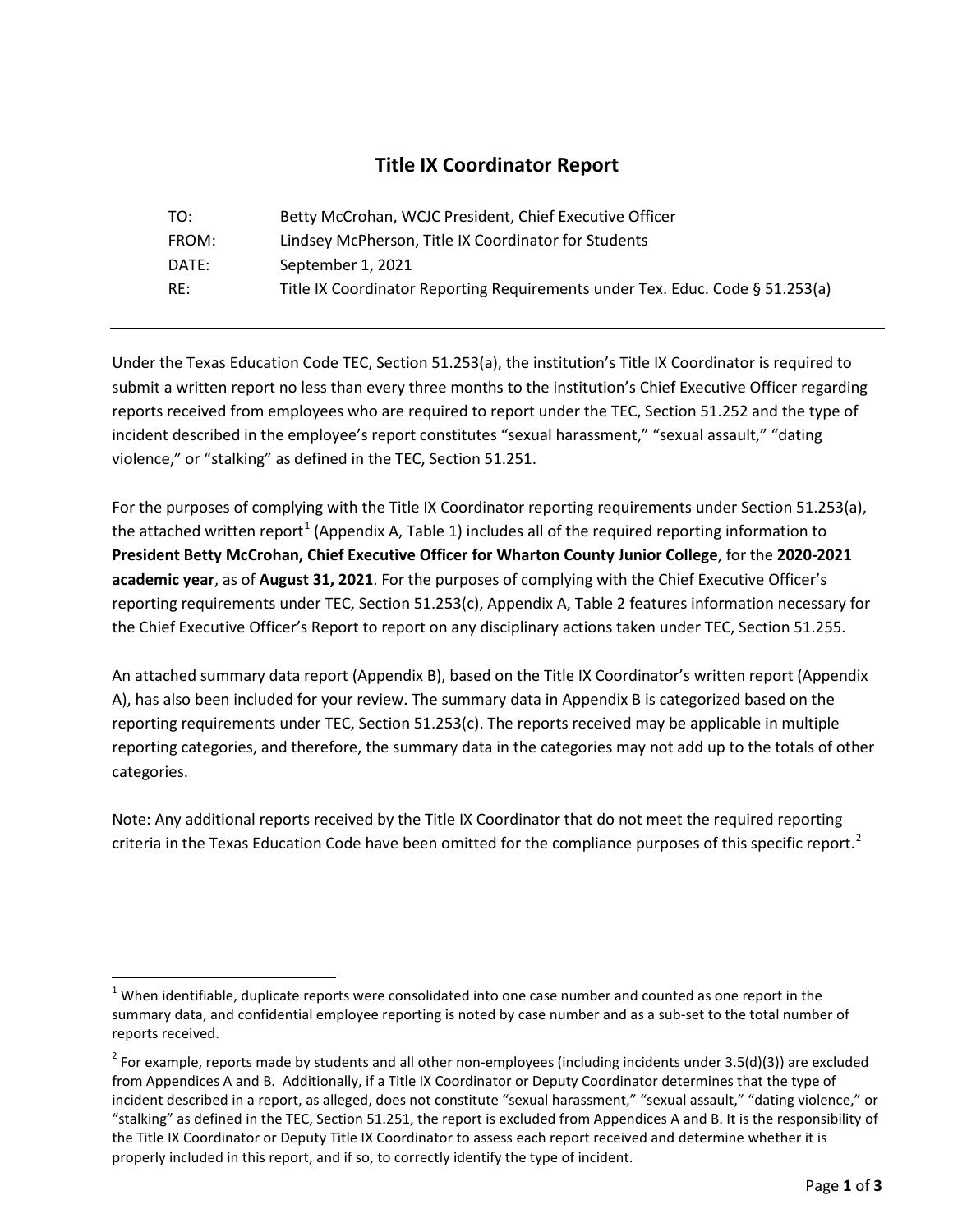# Title IX Coordinator Report

| | |
|---|---|
| TO: | Betty McCrohan, WCJC President, Chief Executive Officer |
| FROM: | Lindsey McPherson, Title IX Coordinator for Students |
| DATE: | September 1, 2021 |
| RE: | Title IX Coordinator Reporting Requirements under Tex. Educ. Code § 51.253(a) |

---

Under the Texas Education Code TEC, Section 51.253(a), the institution's Title IX Coordinator is required to submit a written report no less than every three months to the institution's Chief Executive Officer regarding reports received from employees who are required to report under the TEC, Section 51.252 and the type of incident described in the employee's report constitutes "sexual harassment," "sexual assault," "dating violence," or "stalking" as defined in the TEC, Section 51.251.

For the purposes of complying with the Title IX Coordinator reporting requirements under Section 51.253(a), the attached written report[1] (Appendix A, Table 1) includes all of the required reporting information to **President Betty McCrohan, Chief Executive Officer for Wharton County Junior College**, for the **2020-2021 academic year**, as of **August 31, 2021**. For the purposes of complying with the Chief Executive Officer's reporting requirements under TEC, Section 51.253(c), Appendix A, Table 2 features information necessary for the Chief Executive Officer's Report to report on any disciplinary actions taken under TEC, Section 51.255.

An attached summary data report (Appendix B), based on the Title IX Coordinator's written report (Appendix A), has also been included for your review. The summary data in Appendix B is categorized based on the reporting requirements under TEC, Section 51.253(c). The reports received may be applicable in multiple reporting categories, and therefore, the summary data in the categories may not add up to the totals of other categories.

Note: Any additional reports received by the Title IX Coordinator that do not meet the required reporting criteria in the Texas Education Code have been omitted for the compliance purposes of this specific report.[2]

---

[1] When identifiable, duplicate reports were consolidated into one case number and counted as one report in the summary data, and confidential employee reporting is noted by case number and as a sub-set to the total number of reports received.

[2] For example, reports made by students and all other non-employees (including incidents under 3.5(d)(3)) are excluded from Appendices A and B. Additionally, if a Title IX Coordinator or Deputy Coordinator determines that the type of incident described in a report, as alleged, does not constitute "sexual harassment," "sexual assault," "dating violence," or "stalking" as defined in the TEC, Section 51.251, the report is excluded from Appendices A and B. It is the responsibility of the Title IX Coordinator or Deputy Title IX Coordinator to assess each report received and determine whether it is properly included in this report, and if so, to correctly identify the type of incident.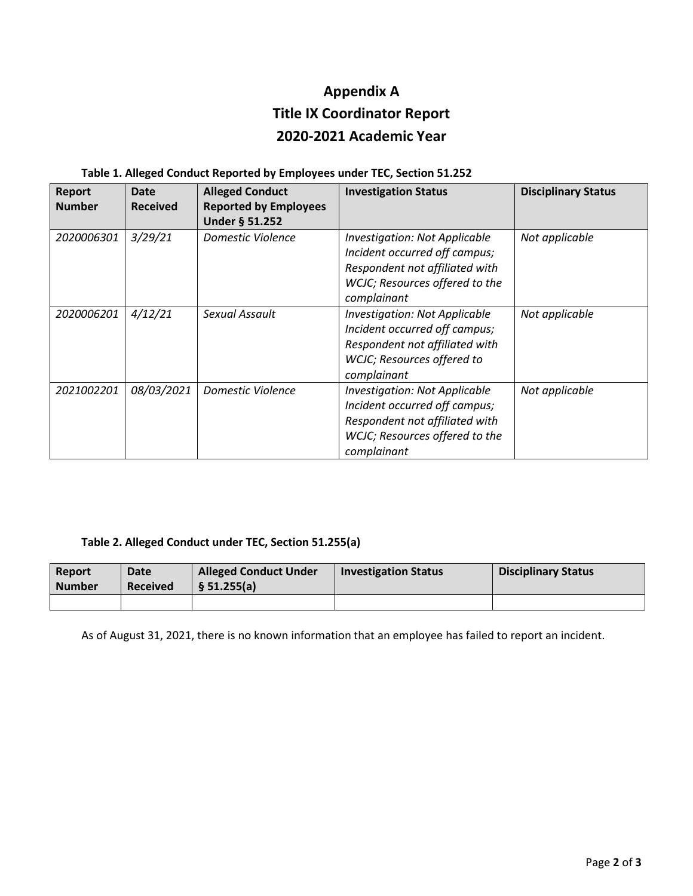# Appendix A
# Title IX Coordinator Report
# 2020-2021 Academic Year

**Table 1. Alleged Conduct Reported by Employees under TEC, Section 51.252**

| Report Number | Date Received | Alleged Conduct Reported by Employees Under § 51.252 | Investigation Status | Disciplinary Status |
|---|---|---|---|---|
| *2020006301* | *3/29/21* | *Domestic Violence* | *Investigation: Not Applicable Incident occurred off campus; Respondent not affiliated with WCJC; Resources offered to the complainant* | *Not applicable* |
| *2020006201* | *4/12/21* | *Sexual Assault* | *Investigation: Not Applicable Incident occurred off campus; Respondent not affiliated with WCJC; Resources offered to complainant* | *Not applicable* |
| *2021002201* | *08/03/2021* | *Domestic Violence* | *Investigation: Not Applicable Incident occurred off campus; Respondent not affiliated with WCJC; Resources offered to the complainant* | *Not applicable* |

**Table 2. Alleged Conduct under TEC, Section 51.255(a)**

| Report Number | Date Received | Alleged Conduct Under § 51.255(a) | Investigation Status | Disciplinary Status |
|---|---|---|---|---|
| | | | | |

As of August 31, 2021, there is no known information that an employee has failed to report an incident.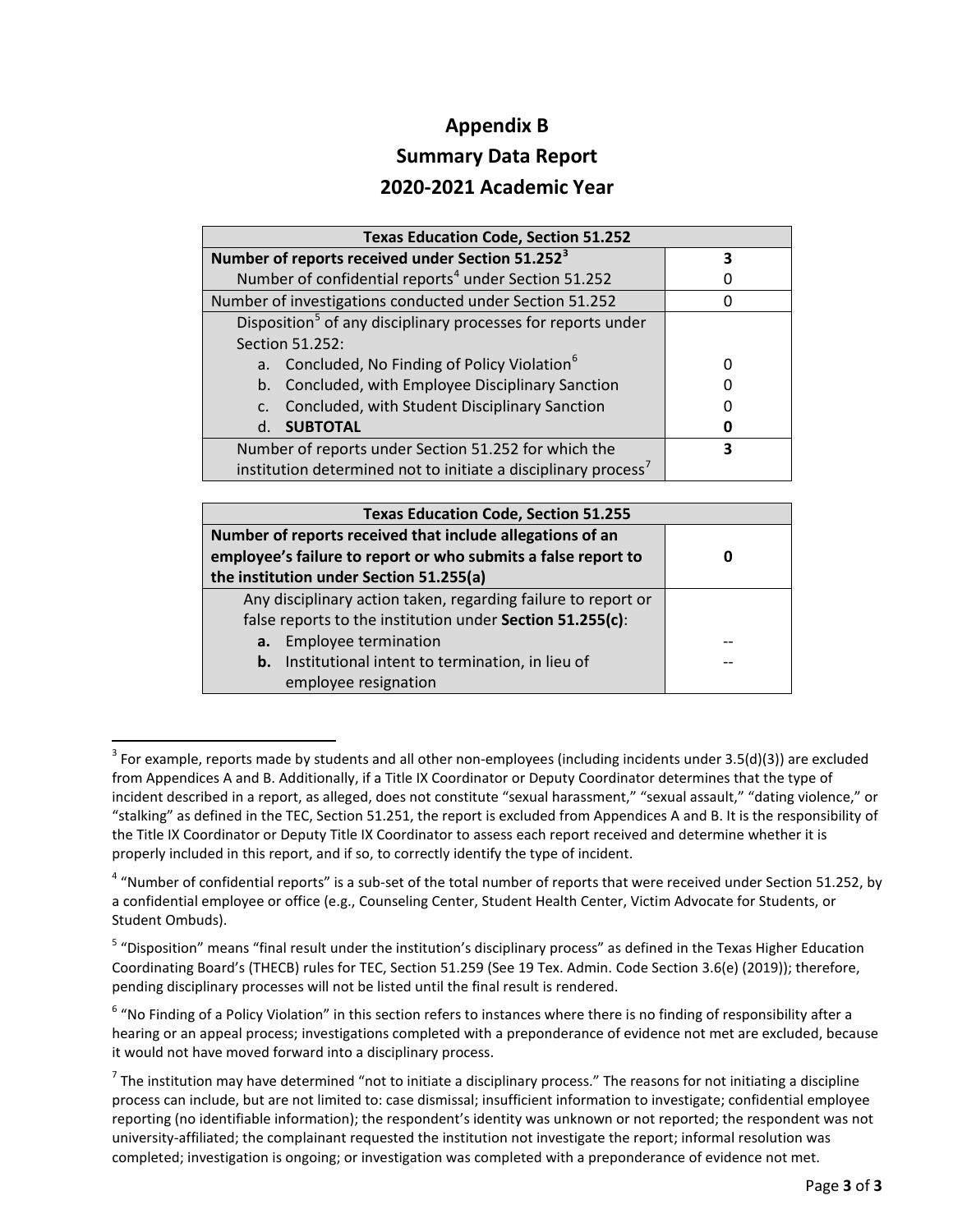# Appendix B

# Summary Data Report

# 2020-2021 Academic Year

| Texas Education Code, Section 51.252 | |
|---|---|
| **Number of reports received under Section 51.252**[3] | **3** |
| Number of confidential reports[4] under Section 51.252 | 0 |
| Number of investigations conducted under Section 51.252 | 0 |
| Disposition[5] of any disciplinary processes for reports under Section 51.252: | |
| a. Concluded, No Finding of Policy Violation[6] | 0 |
| b. Concluded, with Employee Disciplinary Sanction | 0 |
| c. Concluded, with Student Disciplinary Sanction | 0 |
| d. **SUBTOTAL** | **0** |
| Number of reports under Section 51.252 for which the institution determined not to initiate a disciplinary process[7] | **3** |

| Texas Education Code, Section 51.255 | |
|---|---|
| **Number of reports received that include allegations of an employee's failure to report or who submits a false report to the institution under Section 51.255(a)** | **0** |
| Any disciplinary action taken, regarding failure to report or false reports to the institution under **Section 51.255(c)**: | |
| **a.** Employee termination | -- |
| **b.** Institutional intent to termination, in lieu of employee resignation | -- |

[3] For example, reports made by students and all other non-employees (including incidents under 3.5(d)(3)) are excluded from Appendices A and B. Additionally, if a Title IX Coordinator or Deputy Coordinator determines that the type of incident described in a report, as alleged, does not constitute "sexual harassment," "sexual assault," "dating violence," or "stalking" as defined in the TEC, Section 51.251, the report is excluded from Appendices A and B. It is the responsibility of the Title IX Coordinator or Deputy Title IX Coordinator to assess each report received and determine whether it is properly included in this report, and if so, to correctly identify the type of incident.

[4] "Number of confidential reports" is a sub-set of the total number of reports that were received under Section 51.252, by a confidential employee or office (e.g., Counseling Center, Student Health Center, Victim Advocate for Students, or Student Ombuds).

[5] "Disposition" means "final result under the institution's disciplinary process" as defined in the Texas Higher Education Coordinating Board's (THECB) rules for TEC, Section 51.259 (See 19 Tex. Admin. Code Section 3.6(e) (2019)); therefore, pending disciplinary processes will not be listed until the final result is rendered.

[6] "No Finding of a Policy Violation" in this section refers to instances where there is no finding of responsibility after a hearing or an appeal process; investigations completed with a preponderance of evidence not met are excluded, because it would not have moved forward into a disciplinary process.

[7] The institution may have determined "not to initiate a disciplinary process." The reasons for not initiating a discipline process can include, but are not limited to: case dismissal; insufficient information to investigate; confidential employee reporting (no identifiable information); the respondent's identity was unknown or not reported; the respondent was not university-affiliated; the complainant requested the institution not investigate the report; informal resolution was completed; investigation is ongoing; or investigation was completed with a preponderance of evidence not met.